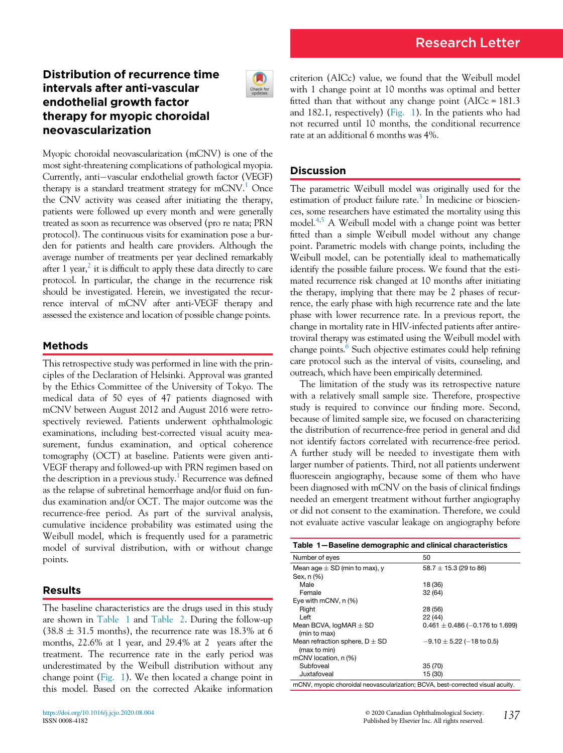Research Letter

# Distribution of recurrence time intervals after anti-vascular endothelial growth factor therapy for myopic choroidal neovascularization

Myopic choroidal neovascularization (mCNV) is one of the most sight-threatening complications of pathological myopia. Currently, anti−vascular endothelial growth factor (VEGF) therapy is a standard treatment strategy for mCNV.[1] Once the CNV activity was ceased after initiating the therapy, patients were followed up every month and were generally treated as soon as recurrence was observed (pro re nata; PRN protocol). The continuous visits for examination pose a burden for patients and health care providers. Although the average number of treatments per year declined remarkably after 1 year,[2] it is difficult to apply these data directly to care protocol. In particular, the change in the recurrence risk should be investigated. Herein, we investigated the recurrence interval of mCNV after anti-VEGF therapy and assessed the existence and location of possible change points.

## Methods

This retrospective study was performed in line with the principles of the Declaration of Helsinki. Approval was granted by the Ethics Committee of the University of Tokyo. The medical data of 50 eyes of 47 patients diagnosed with mCNV between August 2012 and August 2016 were retrospectively reviewed. Patients underwent ophthalmologic examinations, including best-corrected visual acuity measurement, fundus examination, and optical coherence tomography (OCT) at baseline. Patients were given anti-VEGF therapy and followed-up with PRN regimen based on the description in a previous study.[1] Recurrence was defined as the relapse of subretinal hemorrhage and/or fluid on fundus examination and/or OCT. The major outcome was the recurrence-free period. As part of the survival analysis, cumulative incidence probability was estimated using the Weibull model, which is frequently used for a parametric model of survival distribution, with or without change points.

## Results

The baseline characteristics are the drugs used in this study are shown in Table 1 and Table 2. During the follow-up (38.8 ± 31.5 months), the recurrence rate was 18.3% at 6 months, 22.6% at 1 year, and 29.4% at 2 years after the treatment. The recurrence rate in the early period was underestimated by the Weibull distribution without any change point (Fig. 1). We then located a change point in this model. Based on the corrected Akaike information criterion (AICc) value, we found that the Weibull model with 1 change point at 10 months was optimal and better fitted than that without any change point (AICc = 181.3 and 182.1, respectively) (Fig. 1). In the patients who had not recurred until 10 months, the conditional recurrence rate at an additional 6 months was 4%.

## Discussion

The parametric Weibull model was originally used for the estimation of product failure rate.[3] In medicine or biosciences, some researchers have estimated the mortality using this model.[4,5] A Weibull model with a change point was better fitted than a simple Weibull model without any change point. Parametric models with change points, including the Weibull model, can be potentially ideal to mathematically identify the possible failure process. We found that the estimated recurrence risk changed at 10 months after initiating the therapy, implying that there may be 2 phases of recurrence, the early phase with high recurrence rate and the late phase with lower recurrence rate. In a previous report, the change in mortality rate in HIV-infected patients after antiretroviral therapy was estimated using the Weibull model with change points.[6] Such objective estimates could help refining care protocol such as the interval of visits, counseling, and outreach, which have been empirically determined.

The limitation of the study was its retrospective nature with a relatively small sample size. Therefore, prospective study is required to convince our finding more. Second, because of limited sample size, we focused on characterizing the distribution of recurrence-free period in general and did not identify factors correlated with recurrence-free period. A further study will be needed to investigate them with larger number of patients. Third, not all patients underwent fluorescein angiography, because some of them who have been diagnosed with mCNV on the basis of clinical findings needed an emergent treatment without further angiography or did not consent to the examination. Therefore, we could not evaluate active vascular leakage on angiography before

**Table 1—Baseline demographic and clinical characteristics**

| | |
|---|---|
| Number of eyes | 50 |
| Mean age ± SD (min to max), y | 58.7 ± 15.3 (29 to 86) |
| Sex, n (%) | |
| Male | 18 (36) |
| Female | 32 (64) |
| Eye with mCNV, n (%) | |
| Right | 28 (56) |
| Left | 22 (44) |
| Mean BCVA, logMAR ± SD (min to max) | 0.461 ± 0.486 (−0.176 to 1.699) |
| Mean refraction sphere, D ± SD (max to min) | −9.10 ± 5.22 (−18 to 0.5) |
| mCNV location, n (%) | |
| Subfoveal | 35 (70) |
| Juxtafoveal | 15 (30) |

mCNV, myopic choroidal neovascularization; BCVA, best-corrected visual acuity.

https://doi.org/10.1016/j.jcjo.2020.08.004
ISSN 0008-4182

© 2020 Canadian Ophthalmological Society. Published by Elsevier Inc. All rights reserved.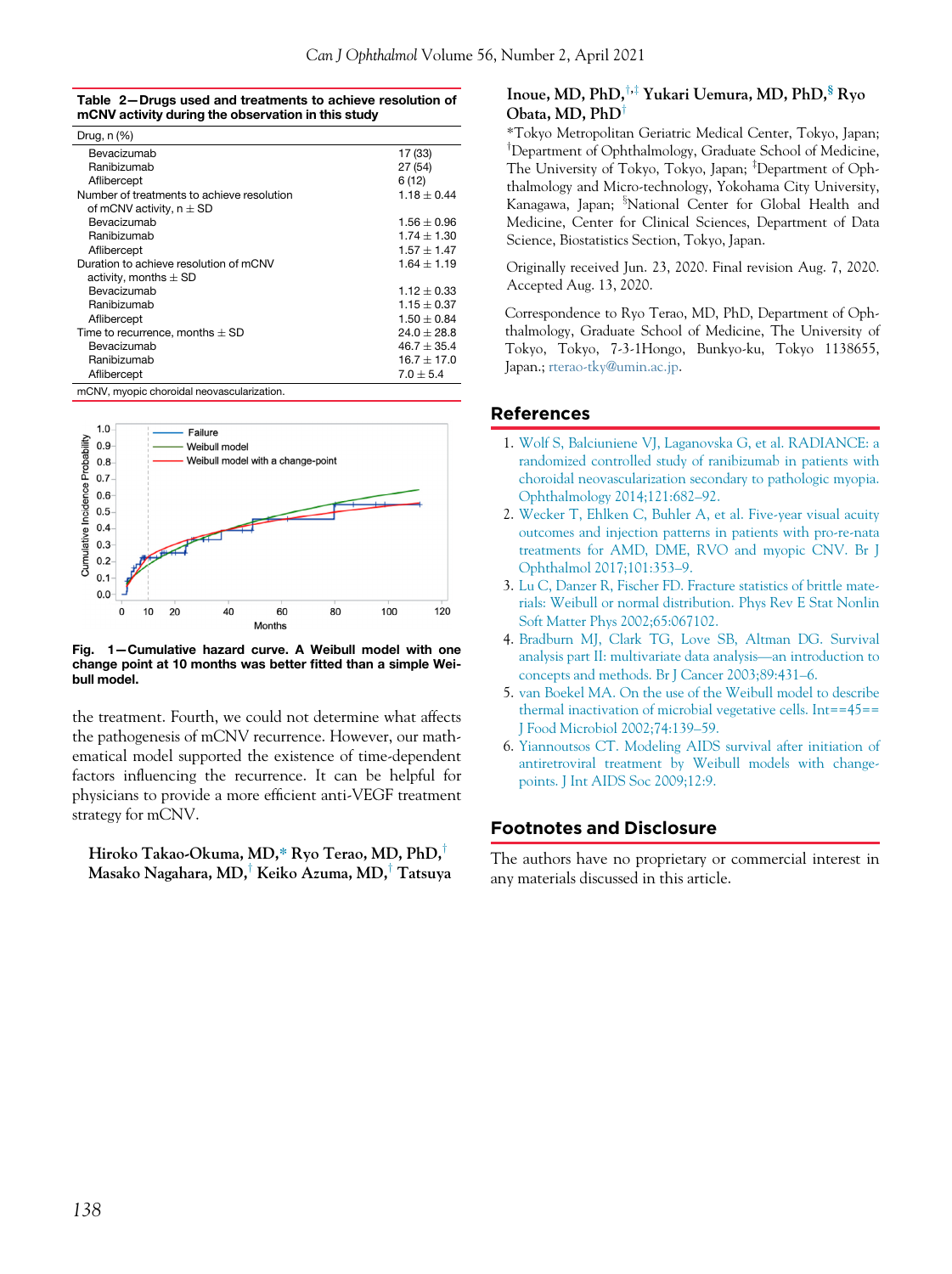**Table 2—Drugs used and treatments to achieve resolution of mCNV activity during the observation in this study**

| | |
|---|---|
| Drug, n (%) | |
| Bevacizumab | 17 (33) |
| Ranibizumab | 27 (54) |
| Aflibercept | 6 (12) |
| Number of treatments to achieve resolution of mCNV activity, n ± SD | 1.18 ± 0.44 |
| Bevacizumab | 1.56 ± 0.96 |
| Ranibizumab | 1.74 ± 1.30 |
| Aflibercept | 1.57 ± 1.47 |
| Duration to achieve resolution of mCNV activity, months ± SD | 1.64 ± 1.19 |
| Bevacizumab | 1.12 ± 0.33 |
| Ranibizumab | 1.15 ± 0.37 |
| Aflibercept | 1.50 ± 0.84 |
| Time to recurrence, months ± SD | 24.0 ± 28.8 |
| Bevacizumab | 46.7 ± 35.4 |
| Ranibizumab | 16.7 ± 17.0 |
| Aflibercept | 7.0 ± 5.4 |

mCNV, myopic choroidal neovascularization.

Cumulative Incidence Probability
1.0
0.9
0.8
0.7
0.6
0.5
0.4
0.3
0.2
0.1
0.0
0 10 20 40 60 80 100 120
Months
Failure
Weibull model
Weibull model with a change-point

**Fig. 1—Cumulative hazard curve. A Weibull model with one change point at 10 months was better fitted than a simple Weibull model.**

the treatment. Fourth, we could not determine what affects the pathogenesis of mCNV recurrence. However, our mathematical model supported the existence of time-dependent factors influencing the recurrence. It can be helpful for physicians to provide a more efficient anti-VEGF treatment strategy for mCNV.

**Hiroko Takao-Okuma, MD,[*] Ryo Terao, MD, PhD,[†] Masako Nagahara, MD,[†] Keiko Azuma, MD,[†] Tatsuya Inoue, MD, PhD,[†,‡] Yukari Uemura, MD, PhD,[§] Ryo Obata, MD, PhD[†]**

[*]Tokyo Metropolitan Geriatric Medical Center, Tokyo, Japan; [†]Department of Ophthalmology, Graduate School of Medicine, The University of Tokyo, Tokyo, Japan; [‡]Department of Ophthalmology and Micro-technology, Yokohama City University, Kanagawa, Japan; [§]National Center for Global Health and Medicine, Center for Clinical Sciences, Department of Data Science, Biostatistics Section, Tokyo, Japan.

Originally received Jun. 23, 2020. Final revision Aug. 7, 2020. Accepted Aug. 13, 2020.

Correspondence to Ryo Terao, MD, PhD, Department of Ophthalmology, Graduate School of Medicine, The University of Tokyo, Tokyo, 7-3-1Hongo, Bunkyo-ku, Tokyo 1138655, Japan.; rterao-tky@umin.ac.jp.

## References

1. Wolf S, Balciuniene VJ, Laganovska G, et al. RADIANCE: a randomized controlled study of ranibizumab in patients with choroidal neovascularization secondary to pathologic myopia. Ophthalmology 2014;121:682–92.
2. Wecker T, Ehlken C, Buhler A, et al. Five-year visual acuity outcomes and injection patterns in patients with pro-re-nata treatments for AMD, DME, RVO and myopic CNV. Br J Ophthalmol 2017;101:353–9.
3. Lu C, Danzer R, Fischer FD. Fracture statistics of brittle materials: Weibull or normal distribution. Phys Rev E Stat Nonlin Soft Matter Phys 2002;65:067102.
4. Bradburn MJ, Clark TG, Love SB, Altman DG. Survival analysis part II: multivariate data analysis—an introduction to concepts and methods. Br J Cancer 2003;89:431–6.
5. van Boekel MA. On the use of the Weibull model to describe thermal inactivation of microbial vegetative cells. Int==45== J Food Microbiol 2002;74:139–59.
6. Yiannoutsos CT. Modeling AIDS survival after initiation of antiretroviral treatment by Weibull models with changepoints. J Int AIDS Soc 2009;12:9.

## Footnotes and Disclosure

The authors have no proprietary or commercial interest in any materials discussed in this article.